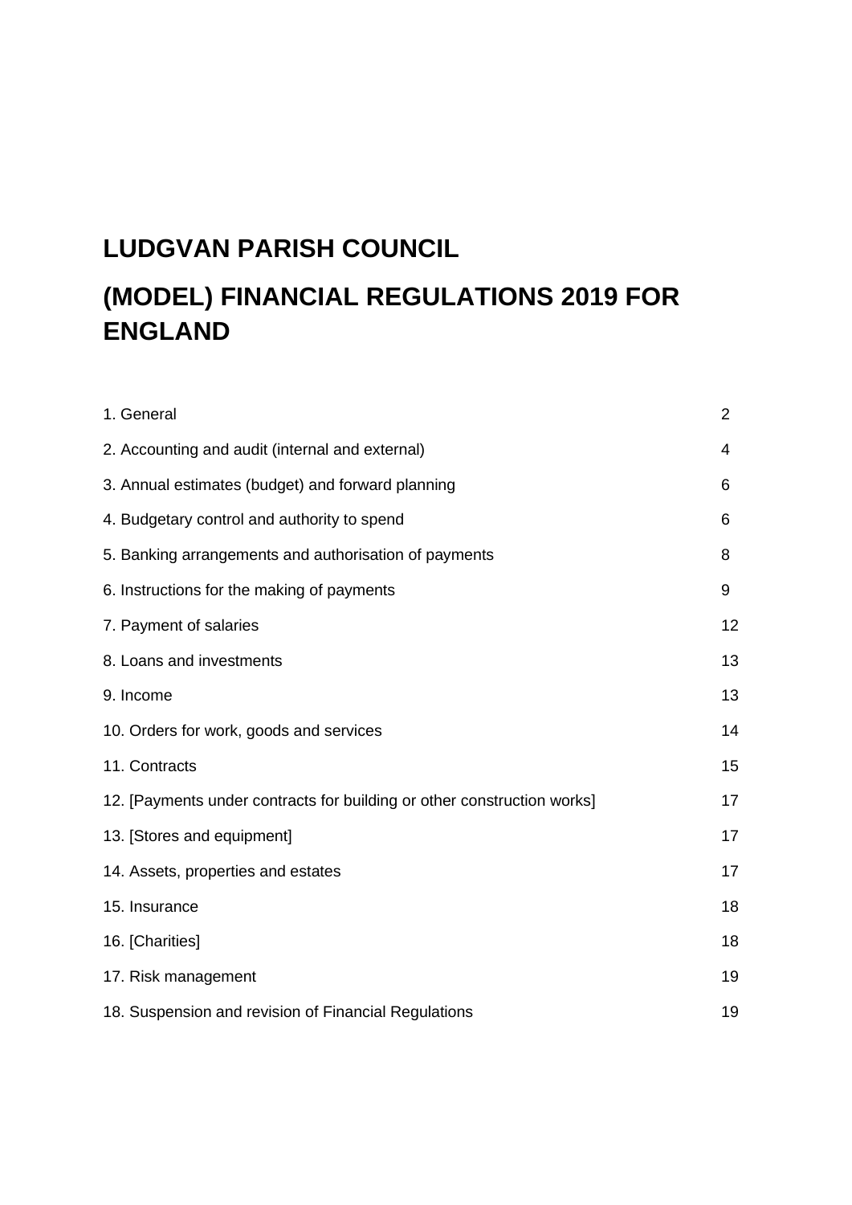# LUDGVAN PARISH COUNCIL

# (MODEL) FINANCIAL REGULATIONS 2019 FOR ENGLAND

| | |
|---|---|
| 1. General | 2 |
| 2. Accounting and audit (internal and external) | 4 |
| 3. Annual estimates (budget) and forward planning | 6 |
| 4. Budgetary control and authority to spend | 6 |
| 5. Banking arrangements and authorisation of payments | 8 |
| 6. Instructions for the making of payments | 9 |
| 7. Payment of salaries | 12 |
| 8. Loans and investments | 13 |
| 9. Income | 13 |
| 10. Orders for work, goods and services | 14 |
| 11. Contracts | 15 |
| 12. [Payments under contracts for building or other construction works] | 17 |
| 13. [Stores and equipment] | 17 |
| 14. Assets, properties and estates | 17 |
| 15. Insurance | 18 |
| 16. [Charities] | 18 |
| 17. Risk management | 19 |
| 18. Suspension and revision of Financial Regulations | 19 |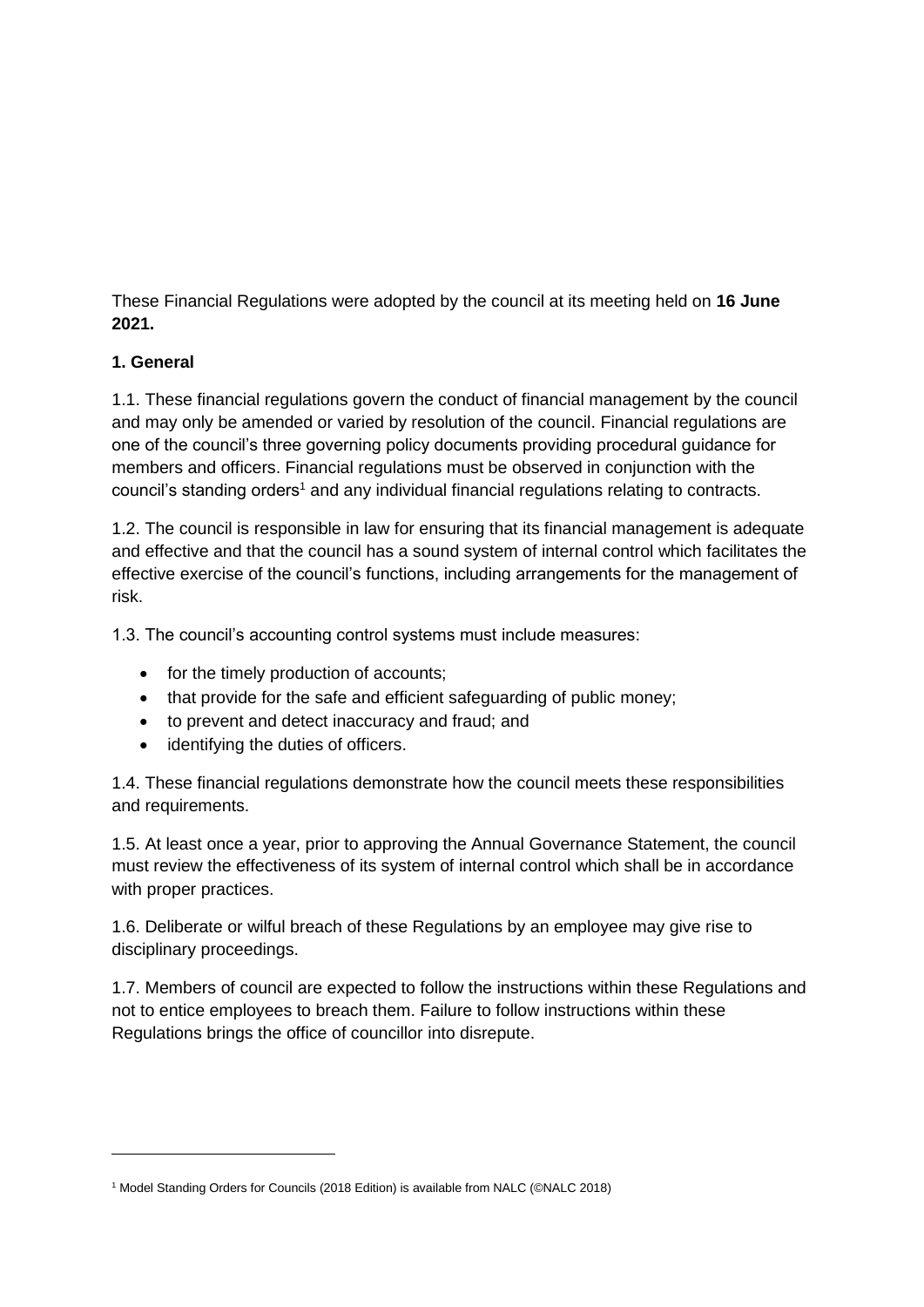These Financial Regulations were adopted by the council at its meeting held on **16 June 2021.**

**1. General**

1.1. These financial regulations govern the conduct of financial management by the council and may only be amended or varied by resolution of the council. Financial regulations are one of the council's three governing policy documents providing procedural guidance for members and officers. Financial regulations must be observed in conjunction with the council's standing orders[1] and any individual financial regulations relating to contracts.

1.2. The council is responsible in law for ensuring that its financial management is adequate and effective and that the council has a sound system of internal control which facilitates the effective exercise of the council's functions, including arrangements for the management of risk.

1.3. The council's accounting control systems must include measures:

- for the timely production of accounts;
- that provide for the safe and efficient safeguarding of public money;
- to prevent and detect inaccuracy and fraud; and
- identifying the duties of officers.

1.4. These financial regulations demonstrate how the council meets these responsibilities and requirements.

1.5. At least once a year, prior to approving the Annual Governance Statement, the council must review the effectiveness of its system of internal control which shall be in accordance with proper practices.

1.6. Deliberate or wilful breach of these Regulations by an employee may give rise to disciplinary proceedings.

1.7. Members of council are expected to follow the instructions within these Regulations and not to entice employees to breach them. Failure to follow instructions within these Regulations brings the office of councillor into disrepute.

[1] Model Standing Orders for Councils (2018 Edition) is available from NALC (©NALC 2018)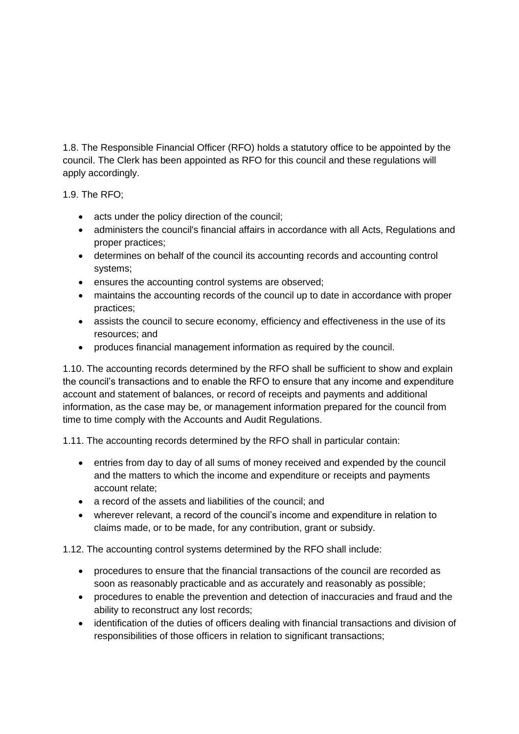1.8. The Responsible Financial Officer (RFO) holds a statutory office to be appointed by the council. The Clerk has been appointed as RFO for this council and these regulations will apply accordingly.

1.9. The RFO;

- acts under the policy direction of the council;
- administers the council's financial affairs in accordance with all Acts, Regulations and proper practices;
- determines on behalf of the council its accounting records and accounting control systems;
- ensures the accounting control systems are observed;
- maintains the accounting records of the council up to date in accordance with proper practices;
- assists the council to secure economy, efficiency and effectiveness in the use of its resources; and
- produces financial management information as required by the council.

1.10. The accounting records determined by the RFO shall be sufficient to show and explain the council's transactions and to enable the RFO to ensure that any income and expenditure account and statement of balances, or record of receipts and payments and additional information, as the case may be, or management information prepared for the council from time to time comply with the Accounts and Audit Regulations.

1.11. The accounting records determined by the RFO shall in particular contain:

- entries from day to day of all sums of money received and expended by the council and the matters to which the income and expenditure or receipts and payments account relate;
- a record of the assets and liabilities of the council; and
- wherever relevant, a record of the council's income and expenditure in relation to claims made, or to be made, for any contribution, grant or subsidy.

1.12. The accounting control systems determined by the RFO shall include:

- procedures to ensure that the financial transactions of the council are recorded as soon as reasonably practicable and as accurately and reasonably as possible;
- procedures to enable the prevention and detection of inaccuracies and fraud and the ability to reconstruct any lost records;
- identification of the duties of officers dealing with financial transactions and division of responsibilities of those officers in relation to significant transactions;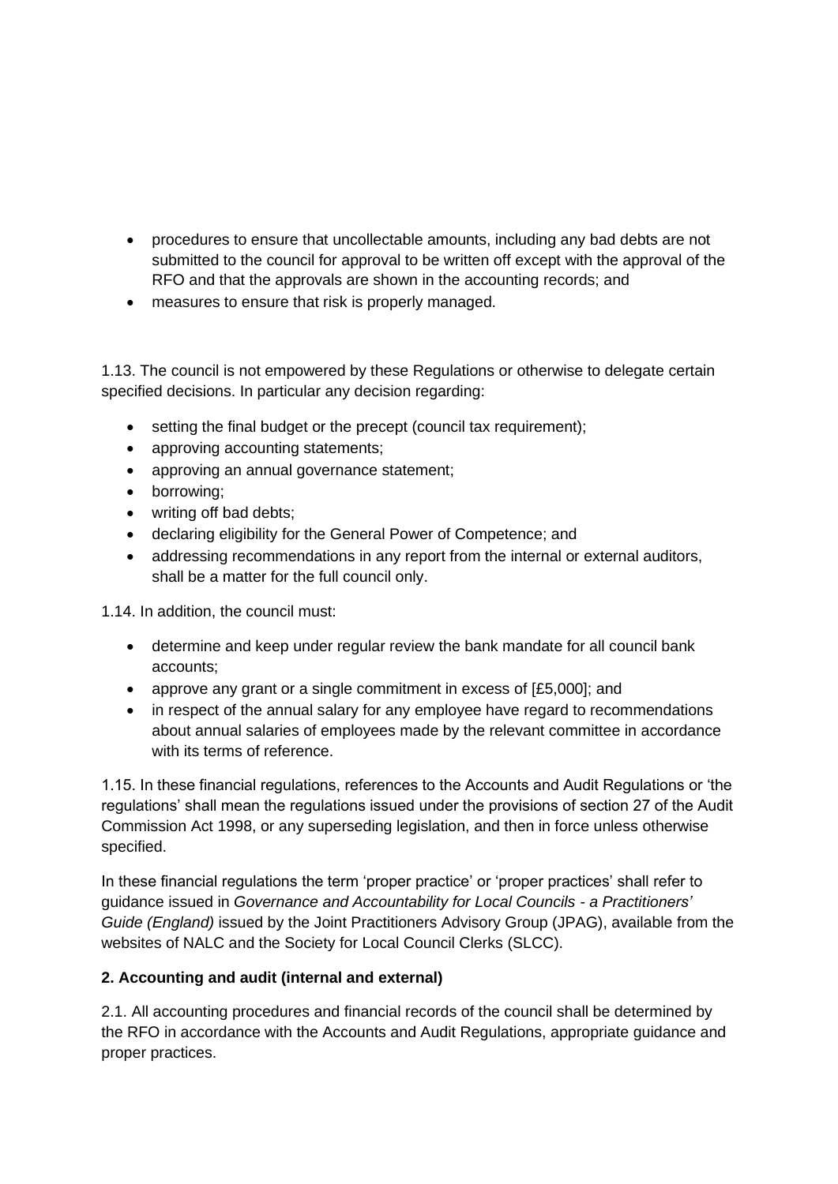- procedures to ensure that uncollectable amounts, including any bad debts are not submitted to the council for approval to be written off except with the approval of the RFO and that the approvals are shown in the accounting records; and
- measures to ensure that risk is properly managed.

1.13. The council is not empowered by these Regulations or otherwise to delegate certain specified decisions. In particular any decision regarding:

- setting the final budget or the precept (council tax requirement);
- approving accounting statements;
- approving an annual governance statement;
- borrowing;
- writing off bad debts;
- declaring eligibility for the General Power of Competence; and
- addressing recommendations in any report from the internal or external auditors, shall be a matter for the full council only.

1.14. In addition, the council must:

- determine and keep under regular review the bank mandate for all council bank accounts;
- approve any grant or a single commitment in excess of [£5,000]; and
- in respect of the annual salary for any employee have regard to recommendations about annual salaries of employees made by the relevant committee in accordance with its terms of reference.

1.15. In these financial regulations, references to the Accounts and Audit Regulations or 'the regulations' shall mean the regulations issued under the provisions of section 27 of the Audit Commission Act 1998, or any superseding legislation, and then in force unless otherwise specified.

In these financial regulations the term 'proper practice' or 'proper practices' shall refer to guidance issued in *Governance and Accountability for Local Councils - a Practitioners' Guide (England)* issued by the Joint Practitioners Advisory Group (JPAG), available from the websites of NALC and the Society for Local Council Clerks (SLCC).

**2. Accounting and audit (internal and external)**

2.1. All accounting procedures and financial records of the council shall be determined by the RFO in accordance with the Accounts and Audit Regulations, appropriate guidance and proper practices.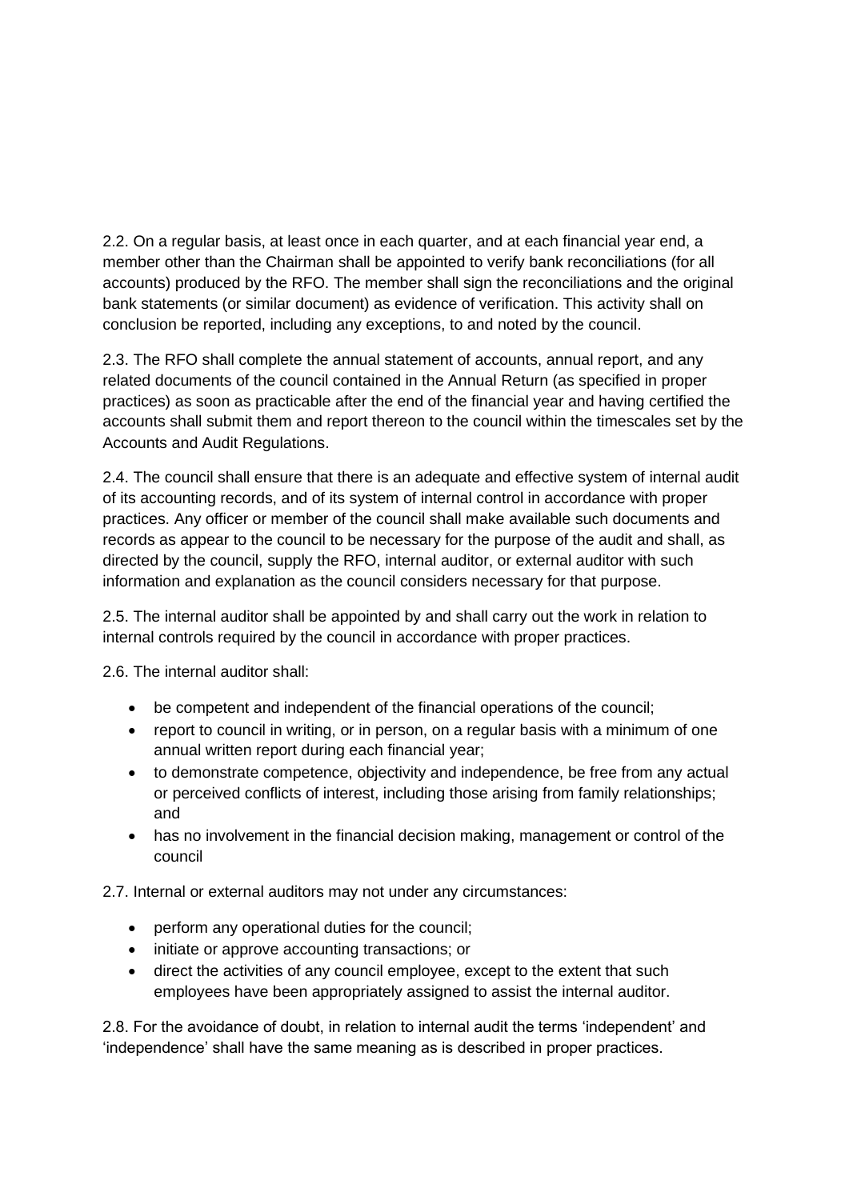2.2. On a regular basis, at least once in each quarter, and at each financial year end, a member other than the Chairman shall be appointed to verify bank reconciliations (for all accounts) produced by the RFO. The member shall sign the reconciliations and the original bank statements (or similar document) as evidence of verification. This activity shall on conclusion be reported, including any exceptions, to and noted by the council.

2.3. The RFO shall complete the annual statement of accounts, annual report, and any related documents of the council contained in the Annual Return (as specified in proper practices) as soon as practicable after the end of the financial year and having certified the accounts shall submit them and report thereon to the council within the timescales set by the Accounts and Audit Regulations.

2.4. The council shall ensure that there is an adequate and effective system of internal audit of its accounting records, and of its system of internal control in accordance with proper practices. Any officer or member of the council shall make available such documents and records as appear to the council to be necessary for the purpose of the audit and shall, as directed by the council, supply the RFO, internal auditor, or external auditor with such information and explanation as the council considers necessary for that purpose.

2.5. The internal auditor shall be appointed by and shall carry out the work in relation to internal controls required by the council in accordance with proper practices.

2.6. The internal auditor shall:

- be competent and independent of the financial operations of the council;
- report to council in writing, or in person, on a regular basis with a minimum of one annual written report during each financial year;
- to demonstrate competence, objectivity and independence, be free from any actual or perceived conflicts of interest, including those arising from family relationships; and
- has no involvement in the financial decision making, management or control of the council

2.7. Internal or external auditors may not under any circumstances:

- perform any operational duties for the council;
- initiate or approve accounting transactions; or
- direct the activities of any council employee, except to the extent that such employees have been appropriately assigned to assist the internal auditor.

2.8. For the avoidance of doubt, in relation to internal audit the terms 'independent' and 'independence' shall have the same meaning as is described in proper practices.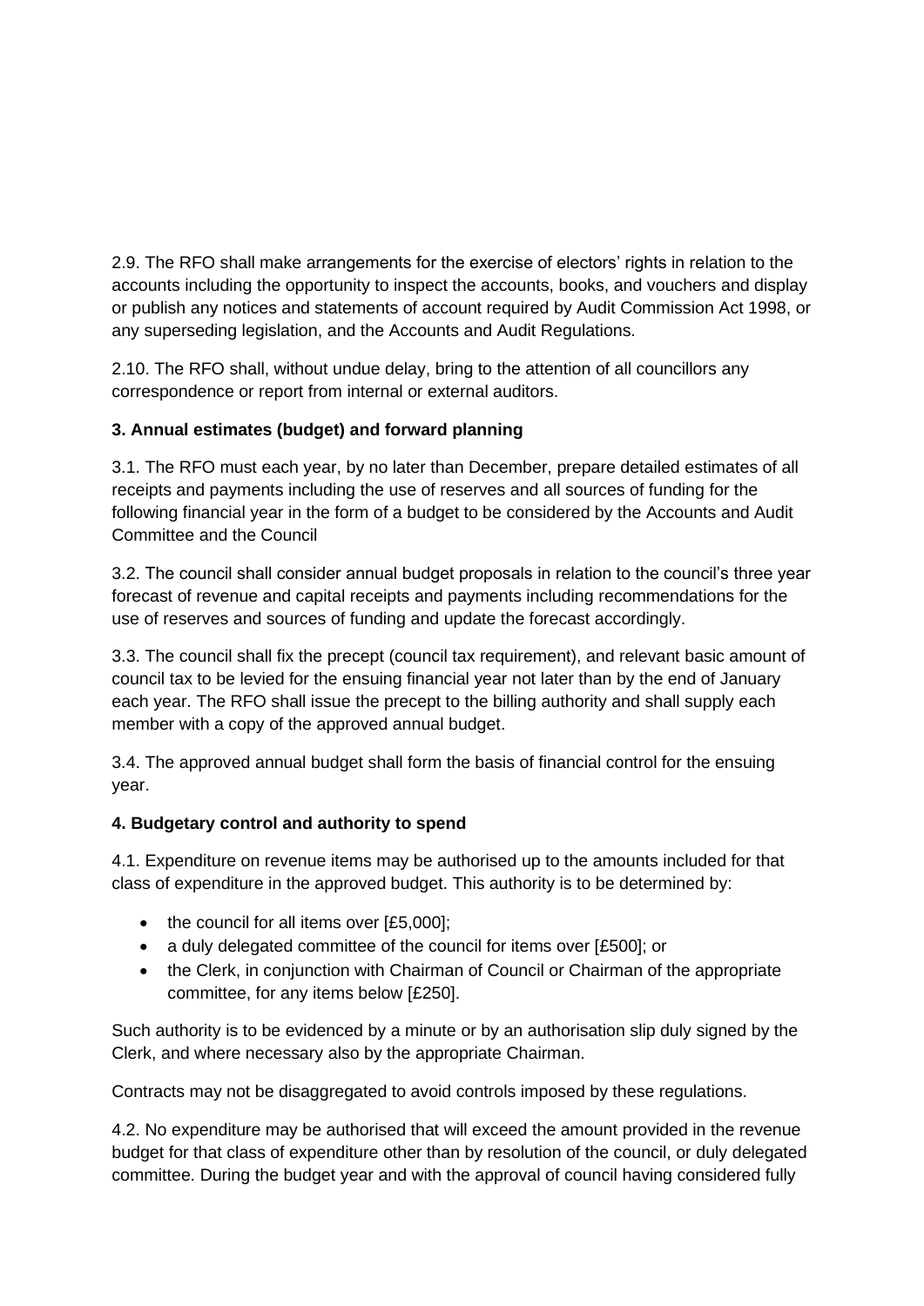2.9. The RFO shall make arrangements for the exercise of electors' rights in relation to the accounts including the opportunity to inspect the accounts, books, and vouchers and display or publish any notices and statements of account required by Audit Commission Act 1998, or any superseding legislation, and the Accounts and Audit Regulations.

2.10. The RFO shall, without undue delay, bring to the attention of all councillors any correspondence or report from internal or external auditors.

**3. Annual estimates (budget) and forward planning**

3.1. The RFO must each year, by no later than December, prepare detailed estimates of all receipts and payments including the use of reserves and all sources of funding for the following financial year in the form of a budget to be considered by the Accounts and Audit Committee and the Council

3.2. The council shall consider annual budget proposals in relation to the council's three year forecast of revenue and capital receipts and payments including recommendations for the use of reserves and sources of funding and update the forecast accordingly.

3.3. The council shall fix the precept (council tax requirement), and relevant basic amount of council tax to be levied for the ensuing financial year not later than by the end of January each year. The RFO shall issue the precept to the billing authority and shall supply each member with a copy of the approved annual budget.

3.4. The approved annual budget shall form the basis of financial control for the ensuing year.

**4. Budgetary control and authority to spend**

4.1. Expenditure on revenue items may be authorised up to the amounts included for that class of expenditure in the approved budget. This authority is to be determined by:

- the council for all items over [£5,000];
- a duly delegated committee of the council for items over [£500]; or
- the Clerk, in conjunction with Chairman of Council or Chairman of the appropriate committee, for any items below [£250].

Such authority is to be evidenced by a minute or by an authorisation slip duly signed by the Clerk, and where necessary also by the appropriate Chairman.

Contracts may not be disaggregated to avoid controls imposed by these regulations.

4.2. No expenditure may be authorised that will exceed the amount provided in the revenue budget for that class of expenditure other than by resolution of the council, or duly delegated committee. During the budget year and with the approval of council having considered fully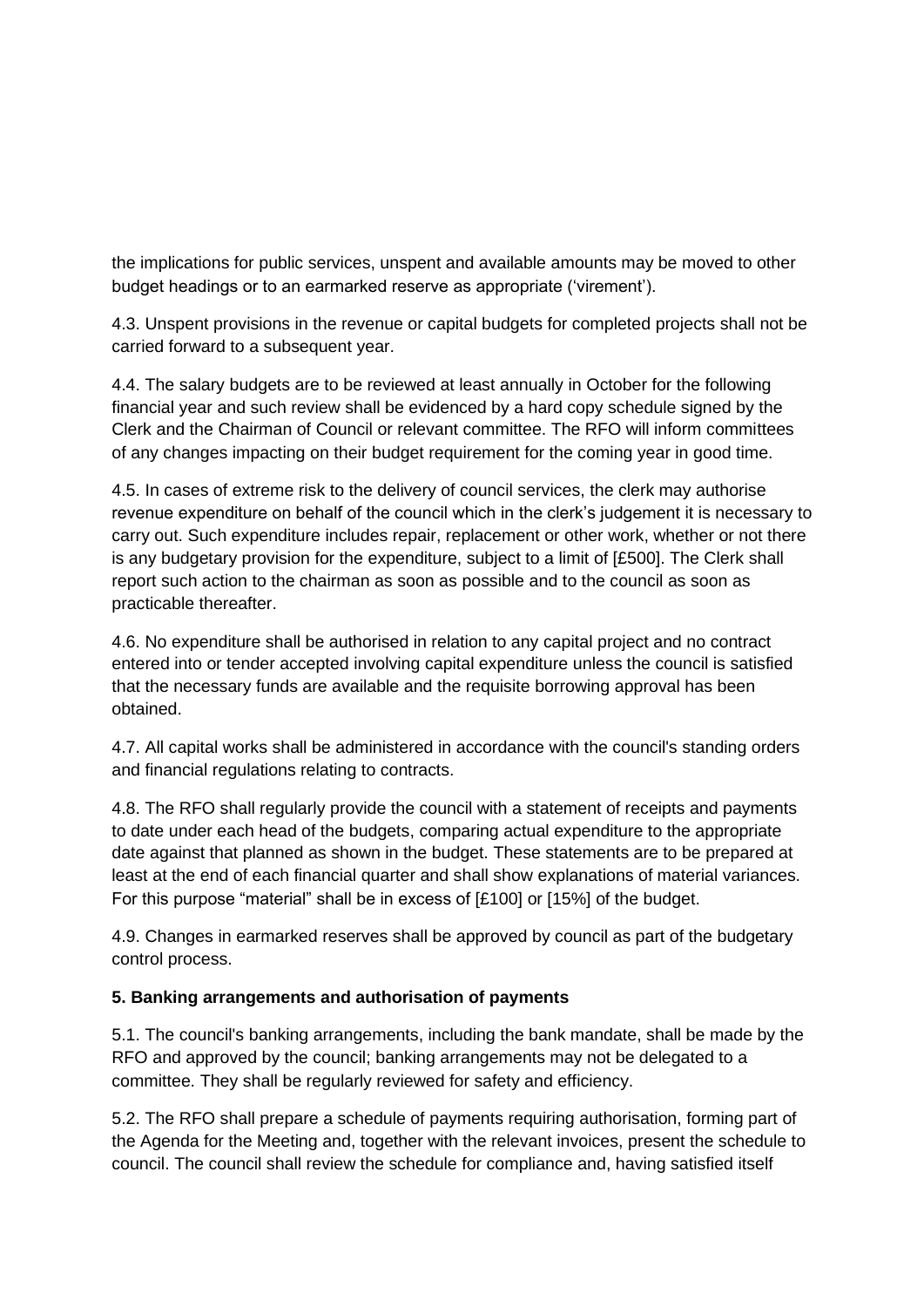the implications for public services, unspent and available amounts may be moved to other budget headings or to an earmarked reserve as appropriate ('virement').

4.3. Unspent provisions in the revenue or capital budgets for completed projects shall not be carried forward to a subsequent year.

4.4. The salary budgets are to be reviewed at least annually in October for the following financial year and such review shall be evidenced by a hard copy schedule signed by the Clerk and the Chairman of Council or relevant committee. The RFO will inform committees of any changes impacting on their budget requirement for the coming year in good time.

4.5. In cases of extreme risk to the delivery of council services, the clerk may authorise revenue expenditure on behalf of the council which in the clerk's judgement it is necessary to carry out. Such expenditure includes repair, replacement or other work, whether or not there is any budgetary provision for the expenditure, subject to a limit of [£500]. The Clerk shall report such action to the chairman as soon as possible and to the council as soon as practicable thereafter.

4.6. No expenditure shall be authorised in relation to any capital project and no contract entered into or tender accepted involving capital expenditure unless the council is satisfied that the necessary funds are available and the requisite borrowing approval has been obtained.

4.7. All capital works shall be administered in accordance with the council's standing orders and financial regulations relating to contracts.

4.8. The RFO shall regularly provide the council with a statement of receipts and payments to date under each head of the budgets, comparing actual expenditure to the appropriate date against that planned as shown in the budget. These statements are to be prepared at least at the end of each financial quarter and shall show explanations of material variances. For this purpose "material" shall be in excess of [£100] or [15%] of the budget.

4.9. Changes in earmarked reserves shall be approved by council as part of the budgetary control process.

**5. Banking arrangements and authorisation of payments**

5.1. The council's banking arrangements, including the bank mandate, shall be made by the RFO and approved by the council; banking arrangements may not be delegated to a committee. They shall be regularly reviewed for safety and efficiency.

5.2. The RFO shall prepare a schedule of payments requiring authorisation, forming part of the Agenda for the Meeting and, together with the relevant invoices, present the schedule to council. The council shall review the schedule for compliance and, having satisfied itself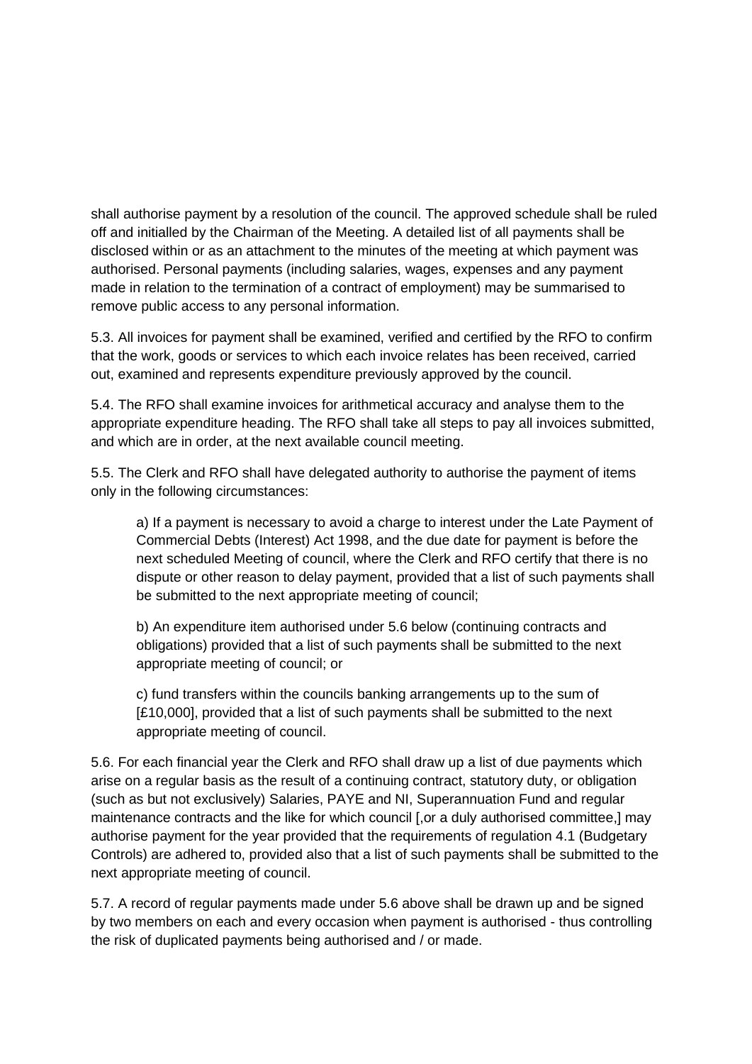shall authorise payment by a resolution of the council. The approved schedule shall be ruled off and initialled by the Chairman of the Meeting. A detailed list of all payments shall be disclosed within or as an attachment to the minutes of the meeting at which payment was authorised. Personal payments (including salaries, wages, expenses and any payment made in relation to the termination of a contract of employment) may be summarised to remove public access to any personal information.

5.3. All invoices for payment shall be examined, verified and certified by the RFO to confirm that the work, goods or services to which each invoice relates has been received, carried out, examined and represents expenditure previously approved by the council.

5.4. The RFO shall examine invoices for arithmetical accuracy and analyse them to the appropriate expenditure heading. The RFO shall take all steps to pay all invoices submitted, and which are in order, at the next available council meeting.

5.5. The Clerk and RFO shall have delegated authority to authorise the payment of items only in the following circumstances:

> a) If a payment is necessary to avoid a charge to interest under the Late Payment of Commercial Debts (Interest) Act 1998, and the due date for payment is before the next scheduled Meeting of council, where the Clerk and RFO certify that there is no dispute or other reason to delay payment, provided that a list of such payments shall be submitted to the next appropriate meeting of council;
>
> b) An expenditure item authorised under 5.6 below (continuing contracts and obligations) provided that a list of such payments shall be submitted to the next appropriate meeting of council; or
>
> c) fund transfers within the councils banking arrangements up to the sum of [£10,000], provided that a list of such payments shall be submitted to the next appropriate meeting of council.

5.6. For each financial year the Clerk and RFO shall draw up a list of due payments which arise on a regular basis as the result of a continuing contract, statutory duty, or obligation (such as but not exclusively) Salaries, PAYE and NI, Superannuation Fund and regular maintenance contracts and the like for which council [,or a duly authorised committee,] may authorise payment for the year provided that the requirements of regulation 4.1 (Budgetary Controls) are adhered to, provided also that a list of such payments shall be submitted to the next appropriate meeting of council.

5.7. A record of regular payments made under 5.6 above shall be drawn up and be signed by two members on each and every occasion when payment is authorised - thus controlling the risk of duplicated payments being authorised and / or made.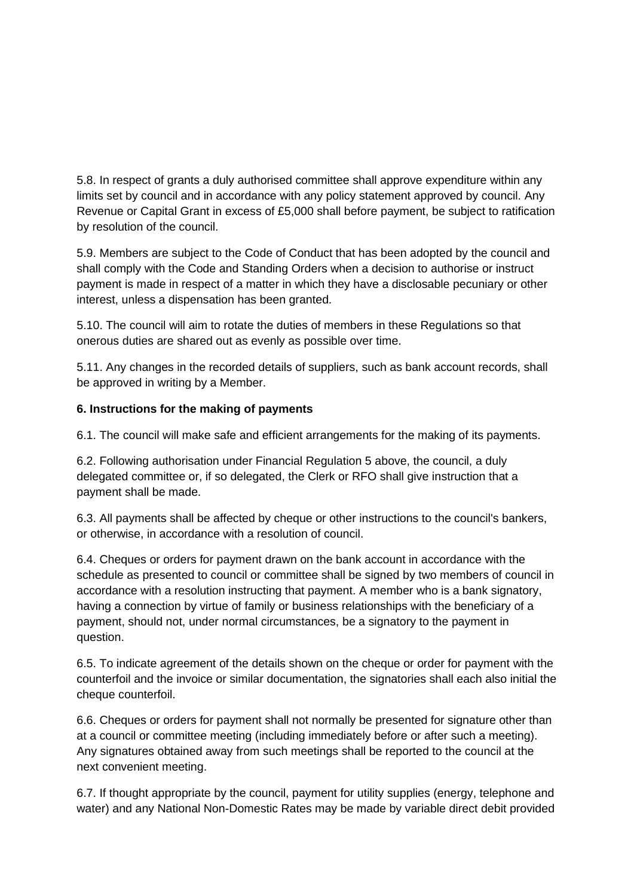5.8. In respect of grants a duly authorised committee shall approve expenditure within any limits set by council and in accordance with any policy statement approved by council. Any Revenue or Capital Grant in excess of £5,000 shall before payment, be subject to ratification by resolution of the council.

5.9. Members are subject to the Code of Conduct that has been adopted by the council and shall comply with the Code and Standing Orders when a decision to authorise or instruct payment is made in respect of a matter in which they have a disclosable pecuniary or other interest, unless a dispensation has been granted.

5.10. The council will aim to rotate the duties of members in these Regulations so that onerous duties are shared out as evenly as possible over time.

5.11. Any changes in the recorded details of suppliers, such as bank account records, shall be approved in writing by a Member.

**6. Instructions for the making of payments**

6.1. The council will make safe and efficient arrangements for the making of its payments.

6.2. Following authorisation under Financial Regulation 5 above, the council, a duly delegated committee or, if so delegated, the Clerk or RFO shall give instruction that a payment shall be made.

6.3. All payments shall be affected by cheque or other instructions to the council's bankers, or otherwise, in accordance with a resolution of council.

6.4. Cheques or orders for payment drawn on the bank account in accordance with the schedule as presented to council or committee shall be signed by two members of council in accordance with a resolution instructing that payment. A member who is a bank signatory, having a connection by virtue of family or business relationships with the beneficiary of a payment, should not, under normal circumstances, be a signatory to the payment in question.

6.5. To indicate agreement of the details shown on the cheque or order for payment with the counterfoil and the invoice or similar documentation, the signatories shall each also initial the cheque counterfoil.

6.6. Cheques or orders for payment shall not normally be presented for signature other than at a council or committee meeting (including immediately before or after such a meeting). Any signatures obtained away from such meetings shall be reported to the council at the next convenient meeting.

6.7. If thought appropriate by the council, payment for utility supplies (energy, telephone and water) and any National Non-Domestic Rates may be made by variable direct debit provided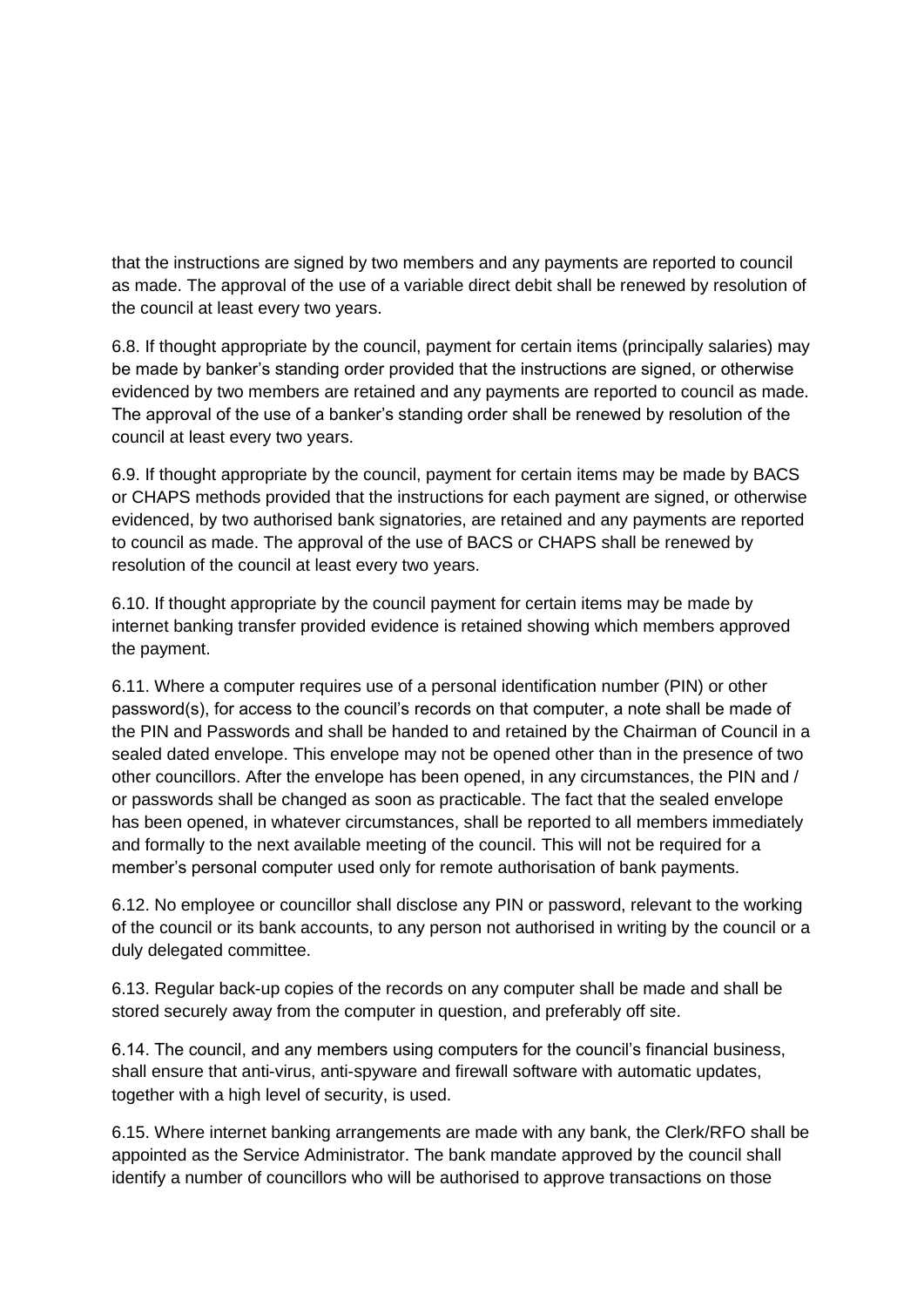that the instructions are signed by two members and any payments are reported to council as made. The approval of the use of a variable direct debit shall be renewed by resolution of the council at least every two years.

6.8. If thought appropriate by the council, payment for certain items (principally salaries) may be made by banker's standing order provided that the instructions are signed, or otherwise evidenced by two members are retained and any payments are reported to council as made. The approval of the use of a banker's standing order shall be renewed by resolution of the council at least every two years.

6.9. If thought appropriate by the council, payment for certain items may be made by BACS or CHAPS methods provided that the instructions for each payment are signed, or otherwise evidenced, by two authorised bank signatories, are retained and any payments are reported to council as made. The approval of the use of BACS or CHAPS shall be renewed by resolution of the council at least every two years.

6.10. If thought appropriate by the council payment for certain items may be made by internet banking transfer provided evidence is retained showing which members approved the payment.

6.11. Where a computer requires use of a personal identification number (PIN) or other password(s), for access to the council's records on that computer, a note shall be made of the PIN and Passwords and shall be handed to and retained by the Chairman of Council in a sealed dated envelope. This envelope may not be opened other than in the presence of two other councillors. After the envelope has been opened, in any circumstances, the PIN and / or passwords shall be changed as soon as practicable. The fact that the sealed envelope has been opened, in whatever circumstances, shall be reported to all members immediately and formally to the next available meeting of the council. This will not be required for a member's personal computer used only for remote authorisation of bank payments.

6.12. No employee or councillor shall disclose any PIN or password, relevant to the working of the council or its bank accounts, to any person not authorised in writing by the council or a duly delegated committee.

6.13. Regular back-up copies of the records on any computer shall be made and shall be stored securely away from the computer in question, and preferably off site.

6.14. The council, and any members using computers for the council's financial business, shall ensure that anti-virus, anti-spyware and firewall software with automatic updates, together with a high level of security, is used.

6.15. Where internet banking arrangements are made with any bank, the Clerk/RFO shall be appointed as the Service Administrator. The bank mandate approved by the council shall identify a number of councillors who will be authorised to approve transactions on those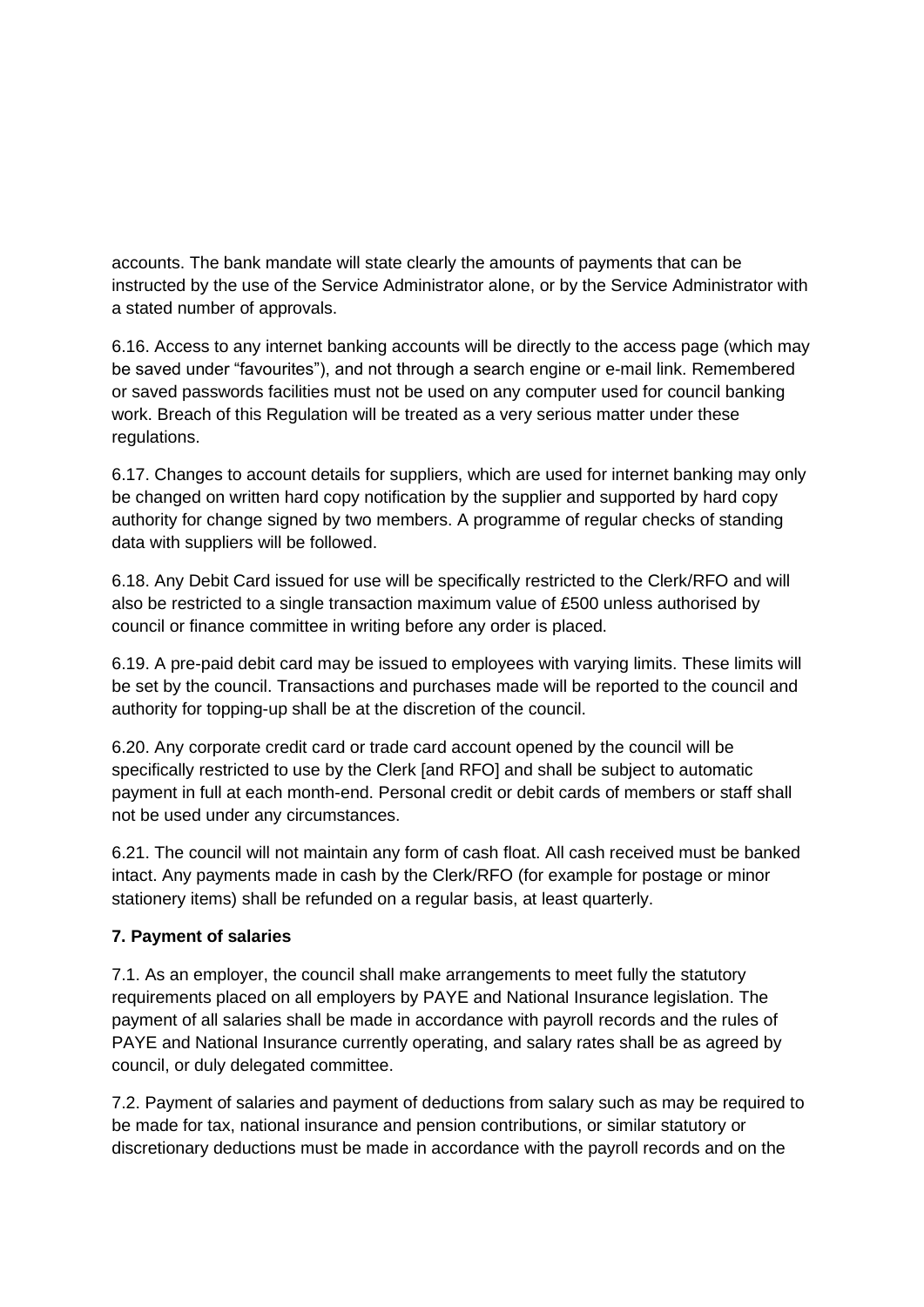accounts. The bank mandate will state clearly the amounts of payments that can be instructed by the use of the Service Administrator alone, or by the Service Administrator with a stated number of approvals.

6.16. Access to any internet banking accounts will be directly to the access page (which may be saved under "favourites"), and not through a search engine or e-mail link. Remembered or saved passwords facilities must not be used on any computer used for council banking work. Breach of this Regulation will be treated as a very serious matter under these regulations.

6.17. Changes to account details for suppliers, which are used for internet banking may only be changed on written hard copy notification by the supplier and supported by hard copy authority for change signed by two members. A programme of regular checks of standing data with suppliers will be followed.

6.18. Any Debit Card issued for use will be specifically restricted to the Clerk/RFO and will also be restricted to a single transaction maximum value of £500 unless authorised by council or finance committee in writing before any order is placed.

6.19. A pre-paid debit card may be issued to employees with varying limits. These limits will be set by the council. Transactions and purchases made will be reported to the council and authority for topping-up shall be at the discretion of the council.

6.20. Any corporate credit card or trade card account opened by the council will be specifically restricted to use by the Clerk [and RFO] and shall be subject to automatic payment in full at each month-end. Personal credit or debit cards of members or staff shall not be used under any circumstances.

6.21. The council will not maintain any form of cash float. All cash received must be banked intact. Any payments made in cash by the Clerk/RFO (for example for postage or minor stationery items) shall be refunded on a regular basis, at least quarterly.

**7. Payment of salaries**

7.1. As an employer, the council shall make arrangements to meet fully the statutory requirements placed on all employers by PAYE and National Insurance legislation. The payment of all salaries shall be made in accordance with payroll records and the rules of PAYE and National Insurance currently operating, and salary rates shall be as agreed by council, or duly delegated committee.

7.2. Payment of salaries and payment of deductions from salary such as may be required to be made for tax, national insurance and pension contributions, or similar statutory or discretionary deductions must be made in accordance with the payroll records and on the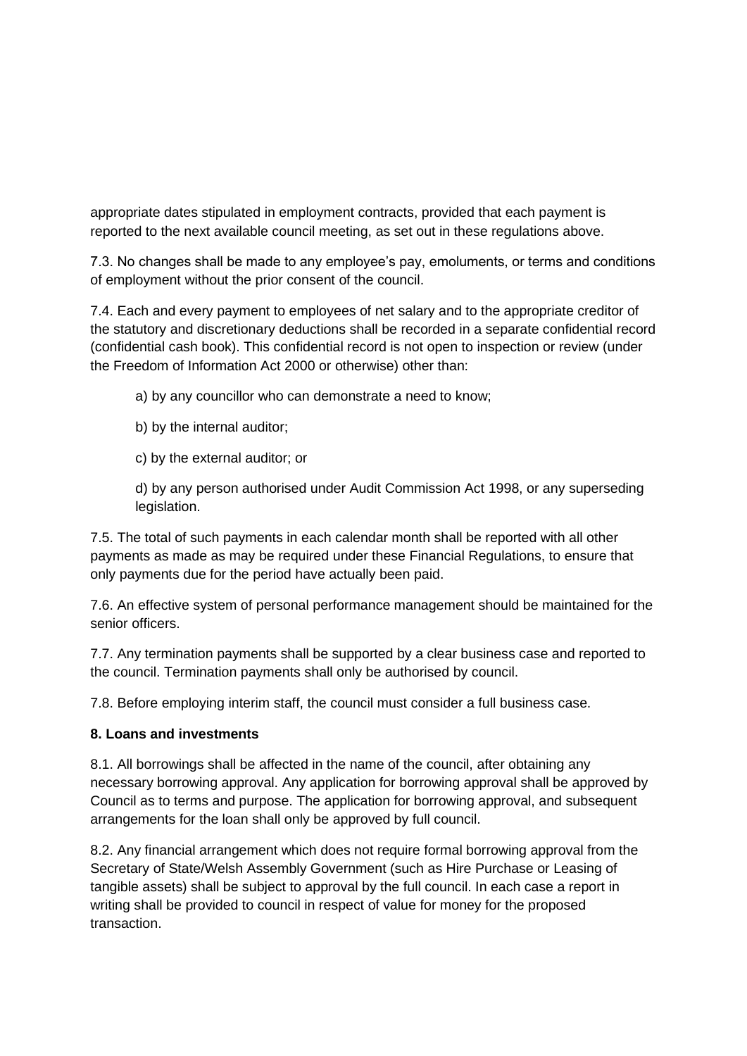appropriate dates stipulated in employment contracts, provided that each payment is reported to the next available council meeting, as set out in these regulations above.

7.3. No changes shall be made to any employee's pay, emoluments, or terms and conditions of employment without the prior consent of the council.

7.4. Each and every payment to employees of net salary and to the appropriate creditor of the statutory and discretionary deductions shall be recorded in a separate confidential record (confidential cash book). This confidential record is not open to inspection or review (under the Freedom of Information Act 2000 or otherwise) other than:

a) by any councillor who can demonstrate a need to know;

b) by the internal auditor;

c) by the external auditor; or

d) by any person authorised under Audit Commission Act 1998, or any superseding legislation.

7.5. The total of such payments in each calendar month shall be reported with all other payments as made as may be required under these Financial Regulations, to ensure that only payments due for the period have actually been paid.

7.6. An effective system of personal performance management should be maintained for the senior officers.

7.7. Any termination payments shall be supported by a clear business case and reported to the council. Termination payments shall only be authorised by council.

7.8. Before employing interim staff, the council must consider a full business case.

**8. Loans and investments**

8.1. All borrowings shall be affected in the name of the council, after obtaining any necessary borrowing approval. Any application for borrowing approval shall be approved by Council as to terms and purpose. The application for borrowing approval, and subsequent arrangements for the loan shall only be approved by full council.

8.2. Any financial arrangement which does not require formal borrowing approval from the Secretary of State/Welsh Assembly Government (such as Hire Purchase or Leasing of tangible assets) shall be subject to approval by the full council. In each case a report in writing shall be provided to council in respect of value for money for the proposed transaction.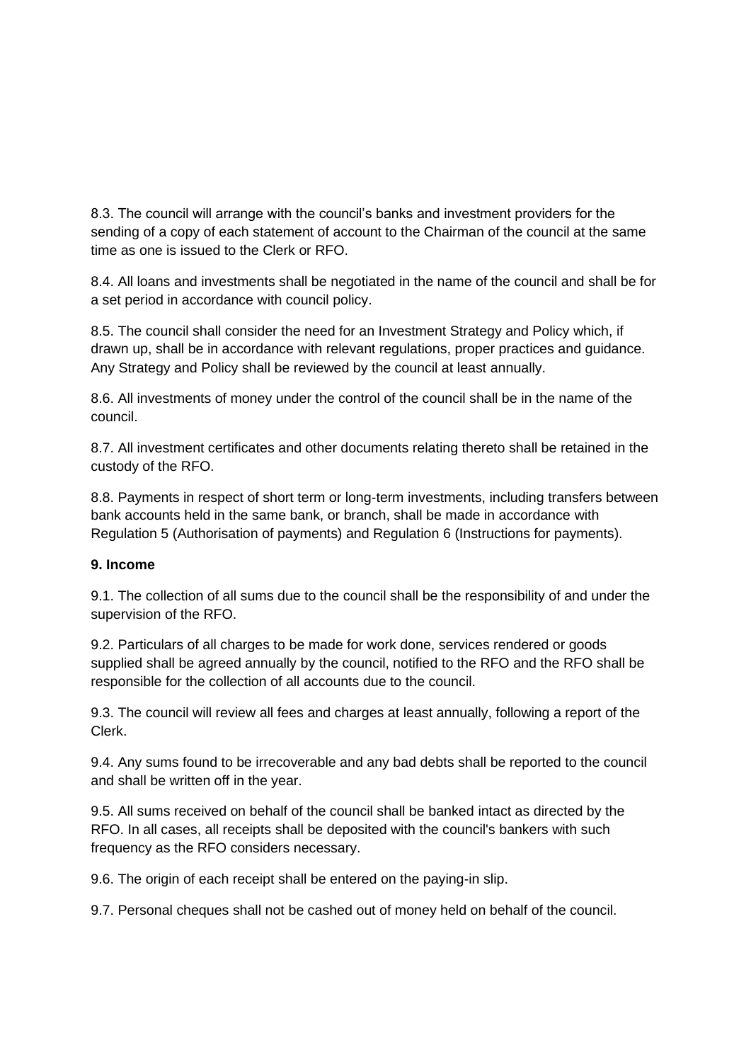8.3. The council will arrange with the council's banks and investment providers for the sending of a copy of each statement of account to the Chairman of the council at the same time as one is issued to the Clerk or RFO.

8.4. All loans and investments shall be negotiated in the name of the council and shall be for a set period in accordance with council policy.

8.5. The council shall consider the need for an Investment Strategy and Policy which, if drawn up, shall be in accordance with relevant regulations, proper practices and guidance. Any Strategy and Policy shall be reviewed by the council at least annually.

8.6. All investments of money under the control of the council shall be in the name of the council.

8.7. All investment certificates and other documents relating thereto shall be retained in the custody of the RFO.

8.8. Payments in respect of short term or long-term investments, including transfers between bank accounts held in the same bank, or branch, shall be made in accordance with Regulation 5 (Authorisation of payments) and Regulation 6 (Instructions for payments).

**9. Income**

9.1. The collection of all sums due to the council shall be the responsibility of and under the supervision of the RFO.

9.2. Particulars of all charges to be made for work done, services rendered or goods supplied shall be agreed annually by the council, notified to the RFO and the RFO shall be responsible for the collection of all accounts due to the council.

9.3. The council will review all fees and charges at least annually, following a report of the Clerk.

9.4. Any sums found to be irrecoverable and any bad debts shall be reported to the council and shall be written off in the year.

9.5. All sums received on behalf of the council shall be banked intact as directed by the RFO. In all cases, all receipts shall be deposited with the council's bankers with such frequency as the RFO considers necessary.

9.6. The origin of each receipt shall be entered on the paying-in slip.

9.7. Personal cheques shall not be cashed out of money held on behalf of the council.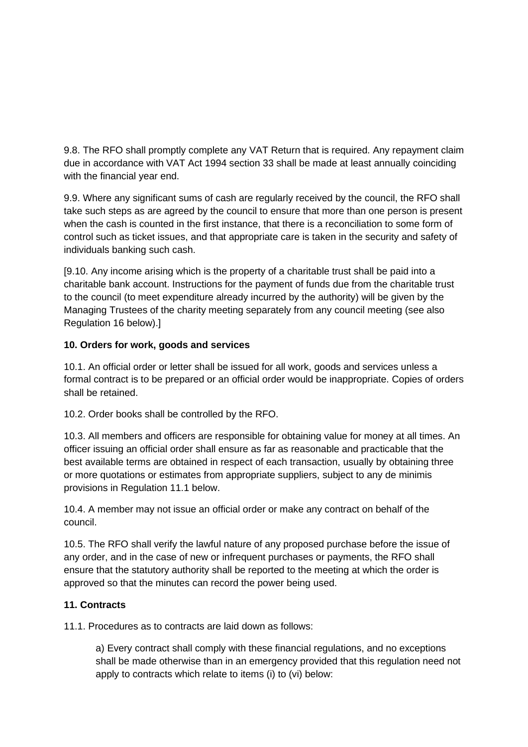9.8. The RFO shall promptly complete any VAT Return that is required. Any repayment claim due in accordance with VAT Act 1994 section 33 shall be made at least annually coinciding with the financial year end.

9.9. Where any significant sums of cash are regularly received by the council, the RFO shall take such steps as are agreed by the council to ensure that more than one person is present when the cash is counted in the first instance, that there is a reconciliation to some form of control such as ticket issues, and that appropriate care is taken in the security and safety of individuals banking such cash.

[9.10. Any income arising which is the property of a charitable trust shall be paid into a charitable bank account. Instructions for the payment of funds due from the charitable trust to the council (to meet expenditure already incurred by the authority) will be given by the Managing Trustees of the charity meeting separately from any council meeting (see also Regulation 16 below).]

**10. Orders for work, goods and services**

10.1. An official order or letter shall be issued for all work, goods and services unless a formal contract is to be prepared or an official order would be inappropriate. Copies of orders shall be retained.

10.2. Order books shall be controlled by the RFO.

10.3. All members and officers are responsible for obtaining value for money at all times. An officer issuing an official order shall ensure as far as reasonable and practicable that the best available terms are obtained in respect of each transaction, usually by obtaining three or more quotations or estimates from appropriate suppliers, subject to any de minimis provisions in Regulation 11.1 below.

10.4. A member may not issue an official order or make any contract on behalf of the council.

10.5. The RFO shall verify the lawful nature of any proposed purchase before the issue of any order, and in the case of new or infrequent purchases or payments, the RFO shall ensure that the statutory authority shall be reported to the meeting at which the order is approved so that the minutes can record the power being used.

**11. Contracts**

11.1. Procedures as to contracts are laid down as follows:

a) Every contract shall comply with these financial regulations, and no exceptions shall be made otherwise than in an emergency provided that this regulation need not apply to contracts which relate to items (i) to (vi) below: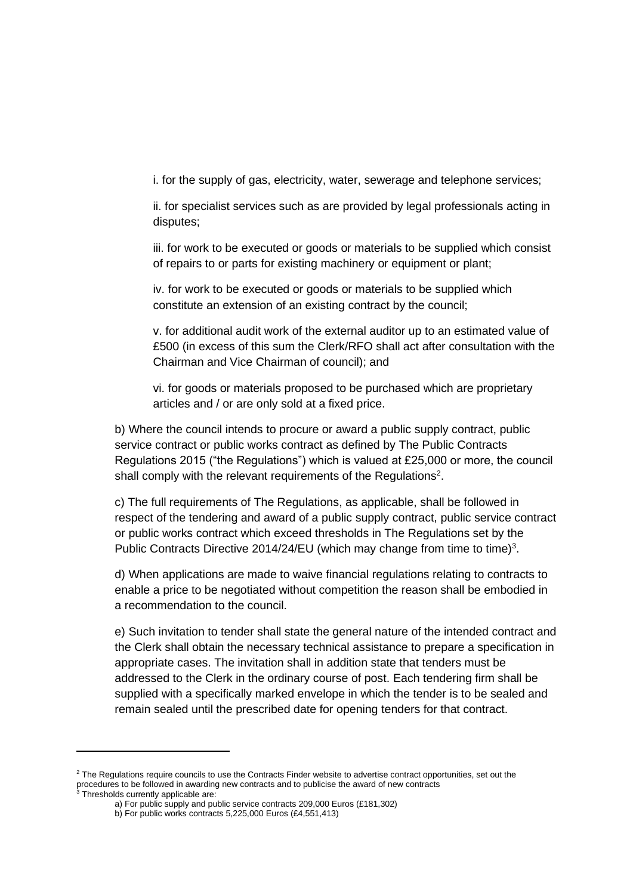i. for the supply of gas, electricity, water, sewerage and telephone services;

ii. for specialist services such as are provided by legal professionals acting in disputes;

iii. for work to be executed or goods or materials to be supplied which consist of repairs to or parts for existing machinery or equipment or plant;

iv. for work to be executed or goods or materials to be supplied which constitute an extension of an existing contract by the council;

v. for additional audit work of the external auditor up to an estimated value of £500 (in excess of this sum the Clerk/RFO shall act after consultation with the Chairman and Vice Chairman of council); and

vi. for goods or materials proposed to be purchased which are proprietary articles and / or are only sold at a fixed price.

b) Where the council intends to procure or award a public supply contract, public service contract or public works contract as defined by The Public Contracts Regulations 2015 ("the Regulations") which is valued at £25,000 or more, the council shall comply with the relevant requirements of the Regulations[2].

c) The full requirements of The Regulations, as applicable, shall be followed in respect of the tendering and award of a public supply contract, public service contract or public works contract which exceed thresholds in The Regulations set by the Public Contracts Directive 2014/24/EU (which may change from time to time)[3].

d) When applications are made to waive financial regulations relating to contracts to enable a price to be negotiated without competition the reason shall be embodied in a recommendation to the council.

e) Such invitation to tender shall state the general nature of the intended contract and the Clerk shall obtain the necessary technical assistance to prepare a specification in appropriate cases. The invitation shall in addition state that tenders must be addressed to the Clerk in the ordinary course of post. Each tendering firm shall be supplied with a specifically marked envelope in which the tender is to be sealed and remain sealed until the prescribed date for opening tenders for that contract.

---

[2] The Regulations require councils to use the Contracts Finder website to advertise contract opportunities, set out the procedures to be followed in awarding new contracts and to publicise the award of new contracts

[3] Thresholds currently applicable are:

a) For public supply and public service contracts 209,000 Euros (£181,302)

b) For public works contracts 5,225,000 Euros (£4,551,413)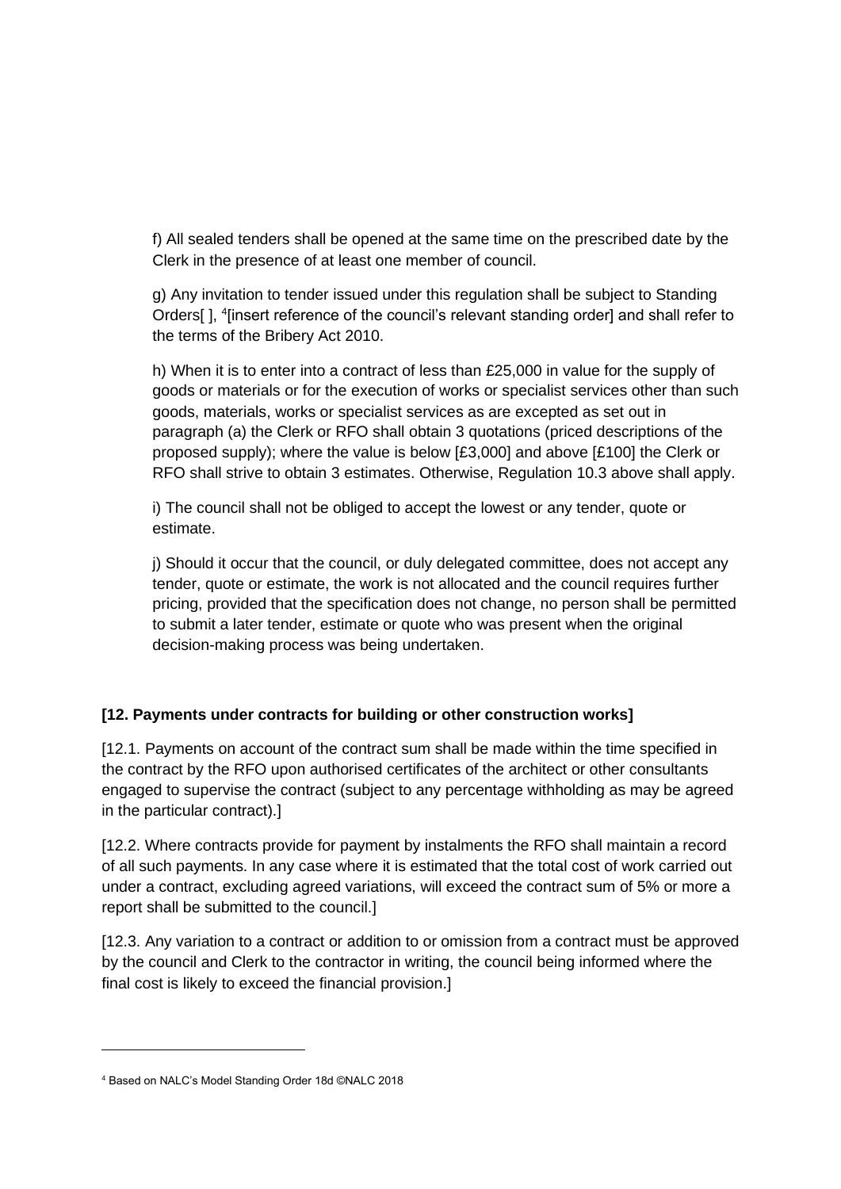f) All sealed tenders shall be opened at the same time on the prescribed date by the Clerk in the presence of at least one member of council.

g) Any invitation to tender issued under this regulation shall be subject to Standing Orders[ ], [4][insert reference of the council's relevant standing order] and shall refer to the terms of the Bribery Act 2010.

h) When it is to enter into a contract of less than £25,000 in value for the supply of goods or materials or for the execution of works or specialist services other than such goods, materials, works or specialist services as are excepted as set out in paragraph (a) the Clerk or RFO shall obtain 3 quotations (priced descriptions of the proposed supply); where the value is below [£3,000] and above [£100] the Clerk or RFO shall strive to obtain 3 estimates. Otherwise, Regulation 10.3 above shall apply.

i) The council shall not be obliged to accept the lowest or any tender, quote or estimate.

j) Should it occur that the council, or duly delegated committee, does not accept any tender, quote or estimate, the work is not allocated and the council requires further pricing, provided that the specification does not change, no person shall be permitted to submit a later tender, estimate or quote who was present when the original decision-making process was being undertaken.

**[12. Payments under contracts for building or other construction works]**

[12.1. Payments on account of the contract sum shall be made within the time specified in the contract by the RFO upon authorised certificates of the architect or other consultants engaged to supervise the contract (subject to any percentage withholding as may be agreed in the particular contract).]

[12.2. Where contracts provide for payment by instalments the RFO shall maintain a record of all such payments. In any case where it is estimated that the total cost of work carried out under a contract, excluding agreed variations, will exceed the contract sum of 5% or more a report shall be submitted to the council.]

[12.3. Any variation to a contract or addition to or omission from a contract must be approved by the council and Clerk to the contractor in writing, the council being informed where the final cost is likely to exceed the financial provision.]

---

[4] Based on NALC's Model Standing Order 18d ©NALC 2018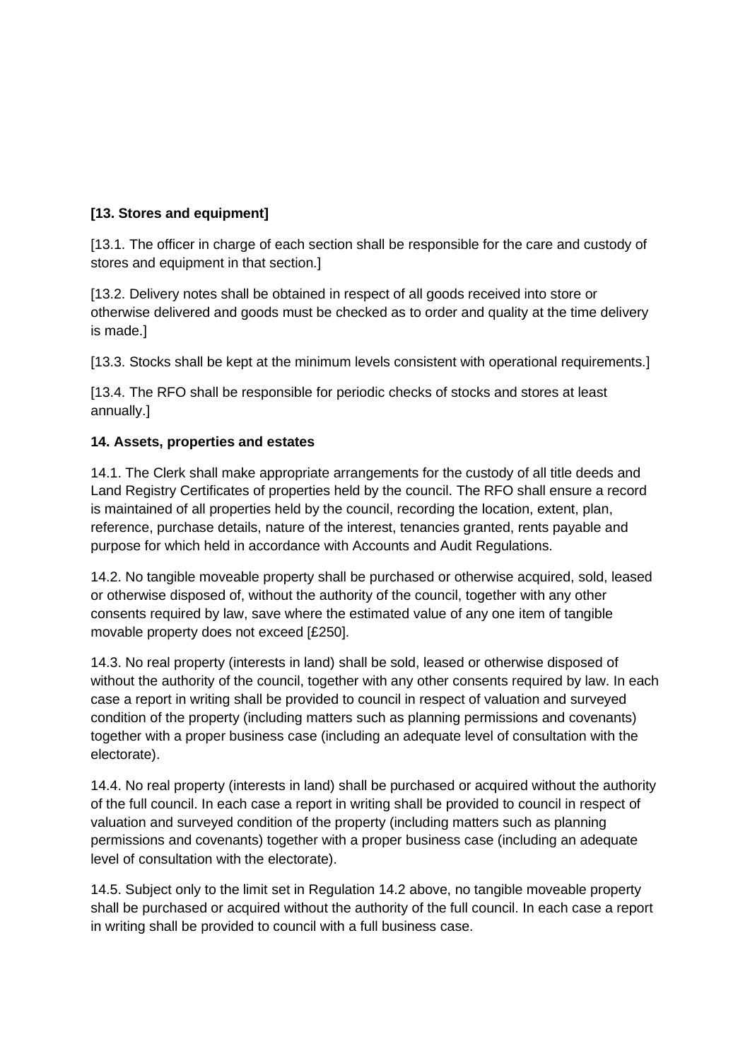**[13. Stores and equipment]**

[13.1. The officer in charge of each section shall be responsible for the care and custody of stores and equipment in that section.]

[13.2. Delivery notes shall be obtained in respect of all goods received into store or otherwise delivered and goods must be checked as to order and quality at the time delivery is made.]

[13.3. Stocks shall be kept at the minimum levels consistent with operational requirements.]

[13.4. The RFO shall be responsible for periodic checks of stocks and stores at least annually.]

**14. Assets, properties and estates**

14.1. The Clerk shall make appropriate arrangements for the custody of all title deeds and Land Registry Certificates of properties held by the council. The RFO shall ensure a record is maintained of all properties held by the council, recording the location, extent, plan, reference, purchase details, nature of the interest, tenancies granted, rents payable and purpose for which held in accordance with Accounts and Audit Regulations.

14.2. No tangible moveable property shall be purchased or otherwise acquired, sold, leased or otherwise disposed of, without the authority of the council, together with any other consents required by law, save where the estimated value of any one item of tangible movable property does not exceed [£250].

14.3. No real property (interests in land) shall be sold, leased or otherwise disposed of without the authority of the council, together with any other consents required by law. In each case a report in writing shall be provided to council in respect of valuation and surveyed condition of the property (including matters such as planning permissions and covenants) together with a proper business case (including an adequate level of consultation with the electorate).

14.4. No real property (interests in land) shall be purchased or acquired without the authority of the full council. In each case a report in writing shall be provided to council in respect of valuation and surveyed condition of the property (including matters such as planning permissions and covenants) together with a proper business case (including an adequate level of consultation with the electorate).

14.5. Subject only to the limit set in Regulation 14.2 above, no tangible moveable property shall be purchased or acquired without the authority of the full council. In each case a report in writing shall be provided to council with a full business case.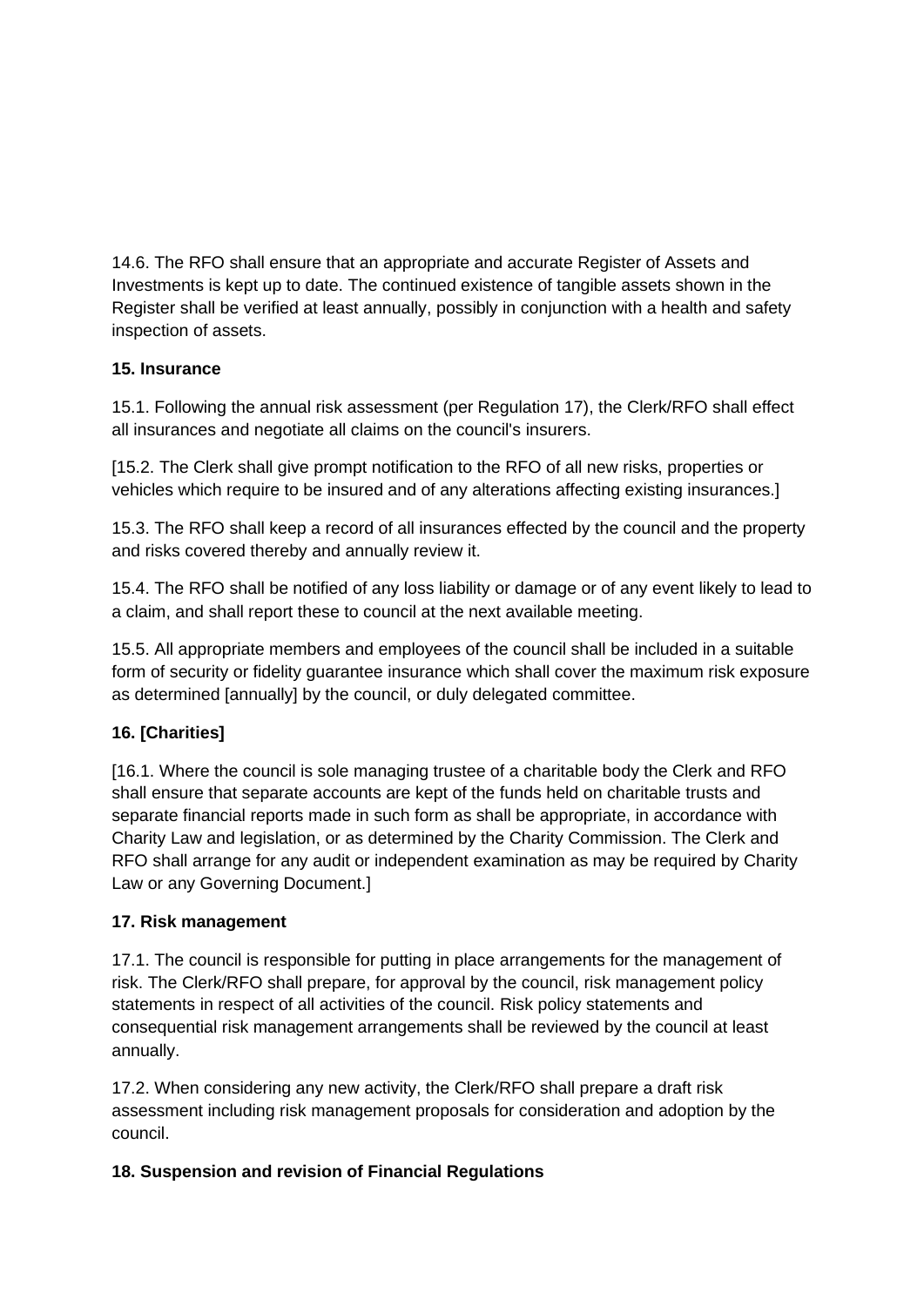14.6. The RFO shall ensure that an appropriate and accurate Register of Assets and Investments is kept up to date. The continued existence of tangible assets shown in the Register shall be verified at least annually, possibly in conjunction with a health and safety inspection of assets.

**15. Insurance**

15.1. Following the annual risk assessment (per Regulation 17), the Clerk/RFO shall effect all insurances and negotiate all claims on the council's insurers.

[15.2. The Clerk shall give prompt notification to the RFO of all new risks, properties or vehicles which require to be insured and of any alterations affecting existing insurances.]

15.3. The RFO shall keep a record of all insurances effected by the council and the property and risks covered thereby and annually review it.

15.4. The RFO shall be notified of any loss liability or damage or of any event likely to lead to a claim, and shall report these to council at the next available meeting.

15.5. All appropriate members and employees of the council shall be included in a suitable form of security or fidelity guarantee insurance which shall cover the maximum risk exposure as determined [annually] by the council, or duly delegated committee.

**16. [Charities]**

[16.1. Where the council is sole managing trustee of a charitable body the Clerk and RFO shall ensure that separate accounts are kept of the funds held on charitable trusts and separate financial reports made in such form as shall be appropriate, in accordance with Charity Law and legislation, or as determined by the Charity Commission. The Clerk and RFO shall arrange for any audit or independent examination as may be required by Charity Law or any Governing Document.]

**17. Risk management**

17.1. The council is responsible for putting in place arrangements for the management of risk. The Clerk/RFO shall prepare, for approval by the council, risk management policy statements in respect of all activities of the council. Risk policy statements and consequential risk management arrangements shall be reviewed by the council at least annually.

17.2. When considering any new activity, the Clerk/RFO shall prepare a draft risk assessment including risk management proposals for consideration and adoption by the council.

**18. Suspension and revision of Financial Regulations**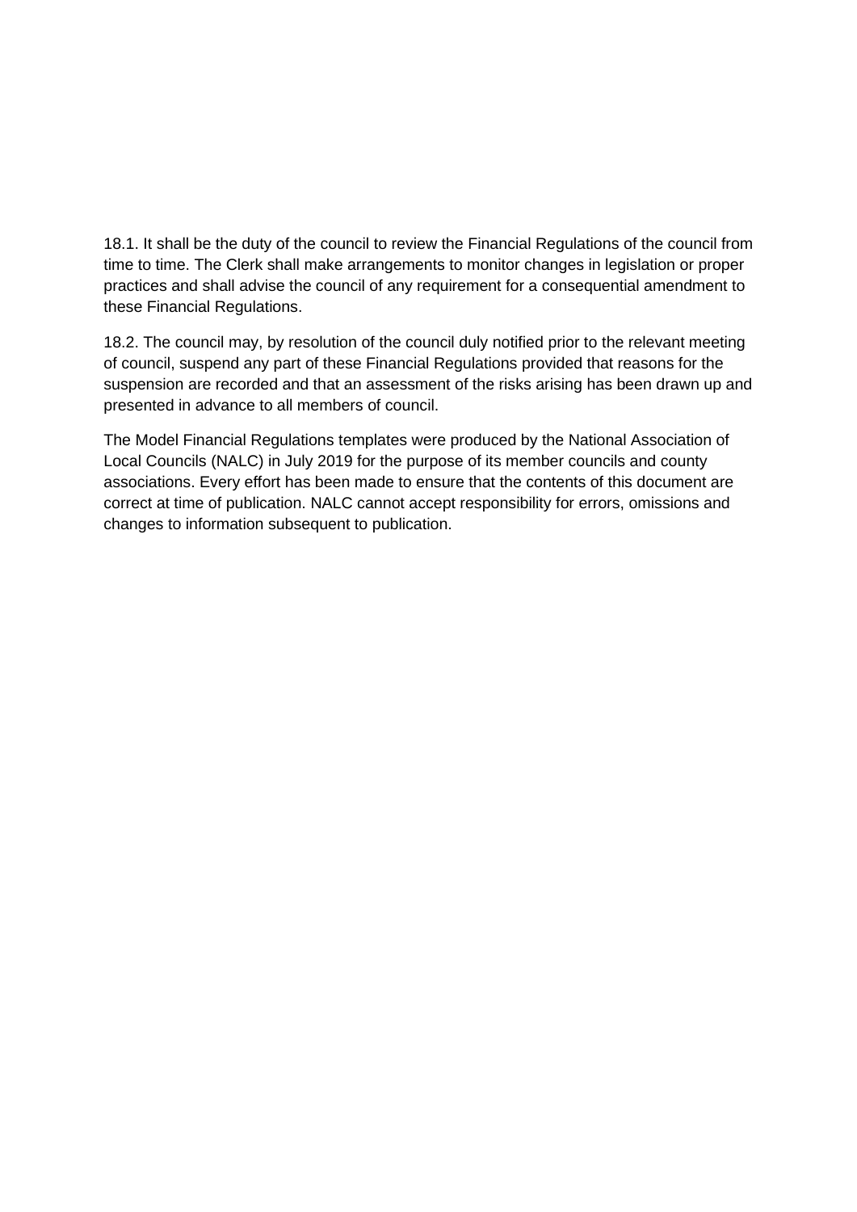18.1. It shall be the duty of the council to review the Financial Regulations of the council from time to time. The Clerk shall make arrangements to monitor changes in legislation or proper practices and shall advise the council of any requirement for a consequential amendment to these Financial Regulations.

18.2. The council may, by resolution of the council duly notified prior to the relevant meeting of council, suspend any part of these Financial Regulations provided that reasons for the suspension are recorded and that an assessment of the risks arising has been drawn up and presented in advance to all members of council.

The Model Financial Regulations templates were produced by the National Association of Local Councils (NALC) in July 2019 for the purpose of its member councils and county associations. Every effort has been made to ensure that the contents of this document are correct at time of publication. NALC cannot accept responsibility for errors, omissions and changes to information subsequent to publication.